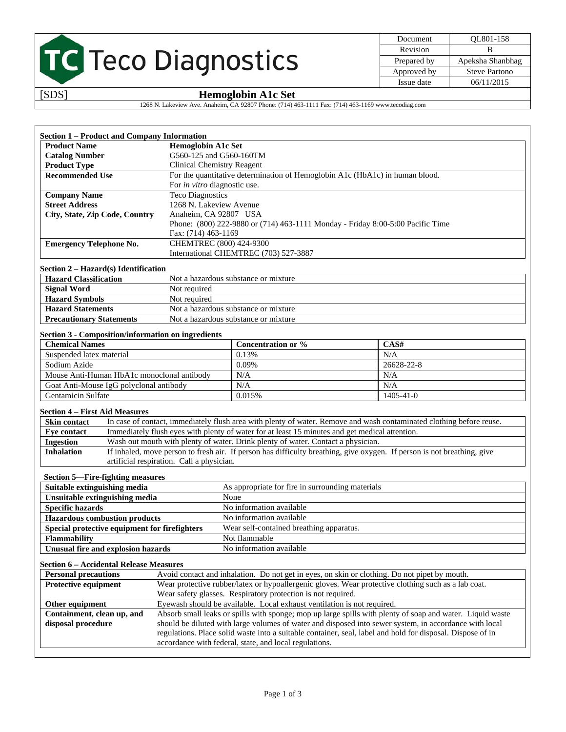Teco Diagnostics

| Document | QL801-158 |
| --- | --- |
| Revision | B |
| Prepared by | Apeksha Shanbhag |
| Approved by | Steve Partono |
| Issue date | 06/11/2015 |

[SDS]

# Hemoglobin A1c Set

1268 N. Lakeview Ave. Anaheim, CA 92807 Phone: (714) 463-1111 Fax: (714) 463-1169 www.tecodiag.com

## Section 1 – Product and Company Information

| | |
| --- | --- |
| **Product Name** | **Hemoglobin A1c Set** |
| **Catalog Number** | G560-125 and G560-160TM |
| **Product Type** | Clinical Chemistry Reagent |
| **Recommended Use** | For the quantitative determination of Hemoglobin A1c (HbA1c) in human blood. For *in vitro* diagnostic use. |
| **Company Name** | Teco Diagnostics |
| **Street Address** | 1268 N. Lakeview Avenue |
| **City, State, Zip Code, Country** | Anaheim, CA 92807 USA<br>Phone: (800) 222-9880 or (714) 463-1111 Monday - Friday 8:00-5:00 Pacific Time<br>Fax: (714) 463-1169 |
| **Emergency Telephone No.** | CHEMTREC (800) 424-9300<br>International CHEMTREC (703) 527-3887 |

## Section 2 – Hazard(s) Identification

| | |
| --- | --- |
| **Hazard Classification** | Not a hazardous substance or mixture |
| **Signal Word** | Not required |
| **Hazard Symbols** | Not required |
| **Hazard Statements** | Not a hazardous substance or mixture |
| **Precautionary Statements** | Not a hazardous substance or mixture |

## Section 3 - Composition/information on ingredients

| Chemical Names | Concentration or % | CAS# |
| --- | --- | --- |
| Suspended latex material | 0.13% | N/A |
| Sodium Azide | 0.09% | 26628-22-8 |
| Mouse Anti-Human HbA1c monoclonal antibody | N/A | N/A |
| Goat Anti-Mouse IgG polyclonal antibody | N/A | N/A |
| Gentamicin Sulfate | 0.015% | 1405-41-0 |

## Section 4 – First Aid Measures

| | |
| --- | --- |
| **Skin contact** | In case of contact, immediately flush area with plenty of water. Remove and wash contaminated clothing before reuse. |
| **Eye contact** | Immediately flush eyes with plenty of water for at least 15 minutes and get medical attention. |
| **Ingestion** | Wash out mouth with plenty of water. Drink plenty of water. Contact a physician. |
| **Inhalation** | If inhaled, move person to fresh air. If person has difficulty breathing, give oxygen. If person is not breathing, give artificial respiration. Call a physician. |

## Section 5—Fire-fighting measures

| | |
| --- | --- |
| **Suitable extinguishing media** | As appropriate for fire in surrounding materials |
| **Unsuitable extinguishing media** | None |
| **Specific hazards** | No information available |
| **Hazardous combustion products** | No information available |
| **Special protective equipment for firefighters** | Wear self-contained breathing apparatus. |
| **Flammability** | Not flammable |
| **Unusual fire and explosion hazards** | No information available |

## Section 6 – Accidental Release Measures

| | |
| --- | --- |
| **Personal precautions** | Avoid contact and inhalation. Do not get in eyes, on skin or clothing. Do not pipet by mouth. |
| **Protective equipment** | Wear protective rubber/latex or hypoallergenic gloves. Wear protective clothing such as a lab coat. Wear safety glasses. Respiratory protection is not required. |
| **Other equipment** | Eyewash should be available. Local exhaust ventilation is not required. |
| **Containment, clean up, and disposal procedure** | Absorb small leaks or spills with sponge; mop up large spills with plenty of soap and water. Liquid waste should be diluted with large volumes of water and disposed into sewer system, in accordance with local regulations. Place solid waste into a suitable container, seal, label and hold for disposal. Dispose of in accordance with federal, state, and local regulations. |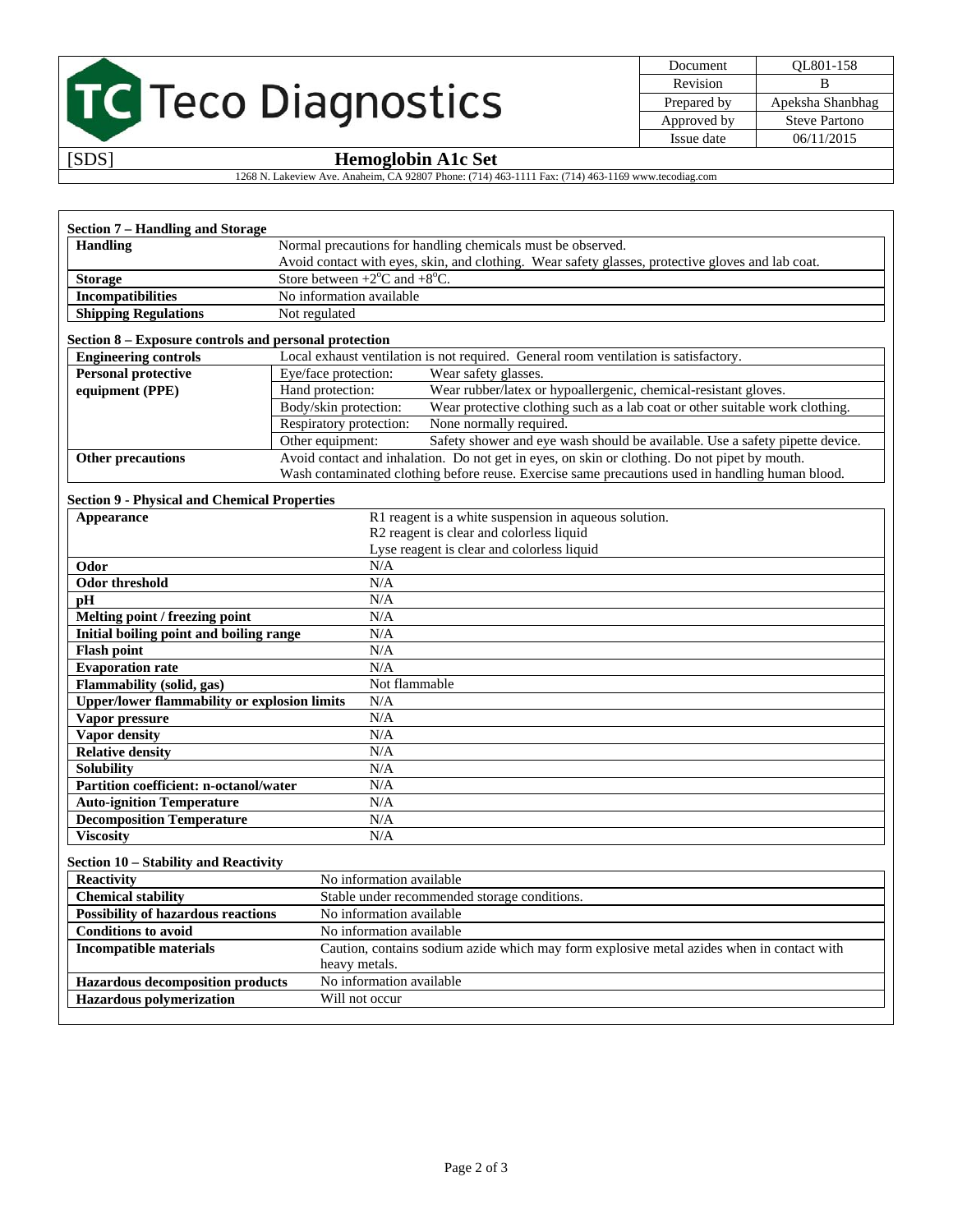# Teco Diagnostics

| Document | QL801-158 |
|---|---|
| Revision | B |
| Prepared by | Apeksha Shanbhag |
| Approved by | Steve Partono |
| Issue date | 06/11/2015 |

[SDS] **Hemoglobin A1c Set**

1268 N. Lakeview Ave. Anaheim, CA 92807 Phone: (714) 463-1111 Fax: (714) 463-1169 www.tecodiag.com

### Section 7 – Handling and Storage

| | |
|---|---|
| **Handling** | Normal precautions for handling chemicals must be observed. Avoid contact with eyes, skin, and clothing. Wear safety glasses, protective gloves and lab coat. |
| **Storage** | Store between +2°C and +8°C. |
| **Incompatibilities** | No information available |
| **Shipping Regulations** | Not regulated |

### Section 8 – Exposure controls and personal protection

| | | |
|---|---|---|
| **Engineering controls** | Local exhaust ventilation is not required. General room ventilation is satisfactory. | |
| **Personal protective equipment (PPE)** | Eye/face protection: | Wear safety glasses. |
| | Hand protection: | Wear rubber/latex or hypoallergenic, chemical-resistant gloves. |
| | Body/skin protection: | Wear protective clothing such as a lab coat or other suitable work clothing. |
| | Respiratory protection: | None normally required. |
| | Other equipment: | Safety shower and eye wash should be available. Use a safety pipette device. |
| **Other precautions** | Avoid contact and inhalation. Do not get in eyes, on skin or clothing. Do not pipet by mouth. Wash contaminated clothing before reuse. Exercise same precautions used in handling human blood. | |

### Section 9 - Physical and Chemical Properties

| | |
|---|---|
| **Appearance** | R1 reagent is a white suspension in aqueous solution. R2 reagent is clear and colorless liquid Lyse reagent is clear and colorless liquid |
| **Odor** | N/A |
| **Odor threshold** | N/A |
| **pH** | N/A |
| **Melting point / freezing point** | N/A |
| **Initial boiling point and boiling range** | N/A |
| **Flash point** | N/A |
| **Evaporation rate** | N/A |
| **Flammability (solid, gas)** | Not flammable |
| **Upper/lower flammability or explosion limits** | N/A |
| **Vapor pressure** | N/A |
| **Vapor density** | N/A |
| **Relative density** | N/A |
| **Solubility** | N/A |
| **Partition coefficient: n-octanol/water** | N/A |
| **Auto-ignition Temperature** | N/A |
| **Decomposition Temperature** | N/A |
| **Viscosity** | N/A |

### Section 10 – Stability and Reactivity

| | |
|---|---|
| **Reactivity** | No information available |
| **Chemical stability** | Stable under recommended storage conditions. |
| **Possibility of hazardous reactions** | No information available |
| **Conditions to avoid** | No information available |
| **Incompatible materials** | Caution, contains sodium azide which may form explosive metal azides when in contact with heavy metals. |
| **Hazardous decomposition products** | No information available |
| **Hazardous polymerization** | Will not occur |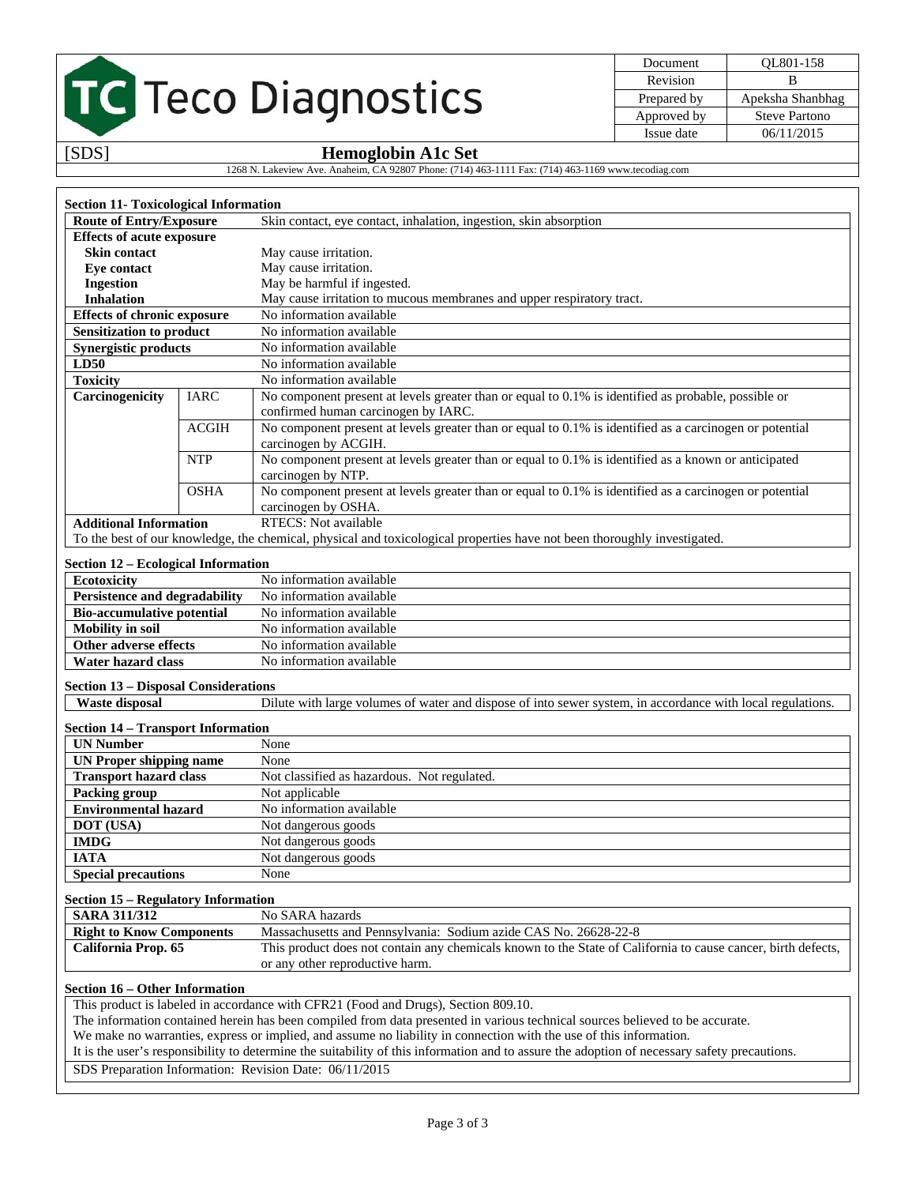| Document | QL801-158 |
|---|---|
| Revision | B |
| Prepared by | Apeksha Shanbhag |
| Approved by | Steve Partono |
| Issue date | 06/11/2015 |

[SDS] **Hemoglobin A1c Set**

1268 N. Lakeview Ave. Anaheim, CA 92807 Phone: (714) 463-1111 Fax: (714) 463-1169 www.tecodiag.com

### Section 11- Toxicological Information

| | | |
|---|---|---|
| **Route of Entry/Exposure** | | Skin contact, eye contact, inhalation, ingestion, skin absorption |
| **Effects of acute exposure** | | |
| **Skin contact** | | May cause irritation. |
| **Eye contact** | | May cause irritation. |
| **Ingestion** | | May be harmful if ingested. |
| **Inhalation** | | May cause irritation to mucous membranes and upper respiratory tract. |
| **Effects of chronic exposure** | | No information available |
| **Sensitization to product** | | No information available |
| **Synergistic products** | | No information available |
| **LD50** | | No information available |
| **Toxicity** | | No information available |
| **Carcinogenicity** | IARC | No component present at levels greater than or equal to 0.1% is identified as probable, possible or confirmed human carcinogen by IARC. |
| | ACGIH | No component present at levels greater than or equal to 0.1% is identified as a carcinogen or potential carcinogen by ACGIH. |
| | NTP | No component present at levels greater than or equal to 0.1% is identified as a known or anticipated carcinogen by NTP. |
| | OSHA | No component present at levels greater than or equal to 0.1% is identified as a carcinogen or potential carcinogen by OSHA. |
| **Additional Information** | | RTECS: Not available |

To the best of our knowledge, the chemical, physical and toxicological properties have not been thoroughly investigated.

### Section 12 – Ecological Information

| | |
|---|---|
| **Ecotoxicity** | No information available |
| **Persistence and degradability** | No information available |
| **Bio-accumulative potential** | No information available |
| **Mobility in soil** | No information available |
| **Other adverse effects** | No information available |
| **Water hazard class** | No information available |

### Section 13 – Disposal Considerations

| | |
|---|---|
| **Waste disposal** | Dilute with large volumes of water and dispose of into sewer system, in accordance with local regulations. |

### Section 14 – Transport Information

| | |
|---|---|
| **UN Number** | None |
| **UN Proper shipping name** | None |
| **Transport hazard class** | Not classified as hazardous. Not regulated. |
| **Packing group** | Not applicable |
| **Environmental hazard** | No information available |
| **DOT (USA)** | Not dangerous goods |
| **IMDG** | Not dangerous goods |
| **IATA** | Not dangerous goods |
| **Special precautions** | None |

### Section 15 – Regulatory Information

| | |
|---|---|
| **SARA 311/312** | No SARA hazards |
| **Right to Know Components** | Massachusetts and Pennsylvania: Sodium azide CAS No. 26628-22-8 |
| **California Prop. 65** | This product does not contain any chemicals known to the State of California to cause cancer, birth defects, or any other reproductive harm. |

### Section 16 – Other Information

This product is labeled in accordance with CFR21 (Food and Drugs), Section 809.10.
The information contained herein has been compiled from data presented in various technical sources believed to be accurate.
We make no warranties, express or implied, and assume no liability in connection with the use of this information.
It is the user's responsibility to determine the suitability of this information and to assure the adoption of necessary safety precautions.

SDS Preparation Information: Revision Date: 06/11/2015